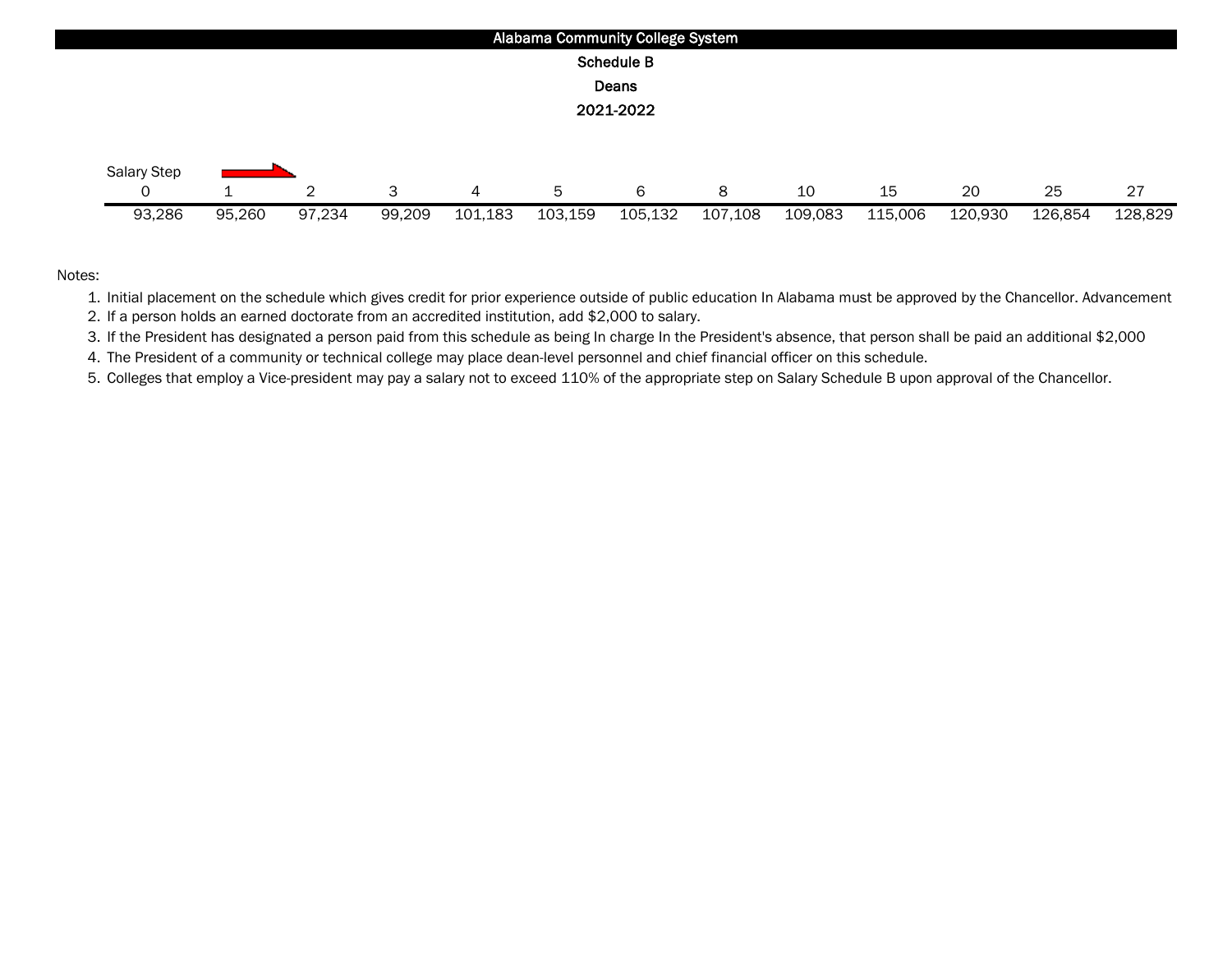# Alabama Community College System

## Schedule B

## Deans

## 2021-2022

Salary Step

| 0 | 1 | 2 | 3 | 4 | 5 | 6 | 8 | 10 | 15 | 20 | 25 | 27 |
|---|---|---|---|---|---|---|---|---|---|---|---|---|
| 93,286 | 95,260 | 97,234 | 99,209 | 101,183 | 103,159 | 105,132 | 107,108 | 109,083 | 115,006 | 120,930 | 126,854 | 128,829 |

Notes:

1. Initial placement on the schedule which gives credit for prior experience outside of public education In Alabama must be approved by the Chancellor. Advancement
2. If a person holds an earned doctorate from an accredited institution, add $2,000 to salary.
3. If the President has designated a person paid from this schedule as being In charge In the President's absence, that person shall be paid an additional $2,000
4. The President of a community or technical college may place dean-level personnel and chief financial officer on this schedule.
5. Colleges that employ a Vice-president may pay a salary not to exceed 110% of the appropriate step on Salary Schedule B upon approval of the Chancellor.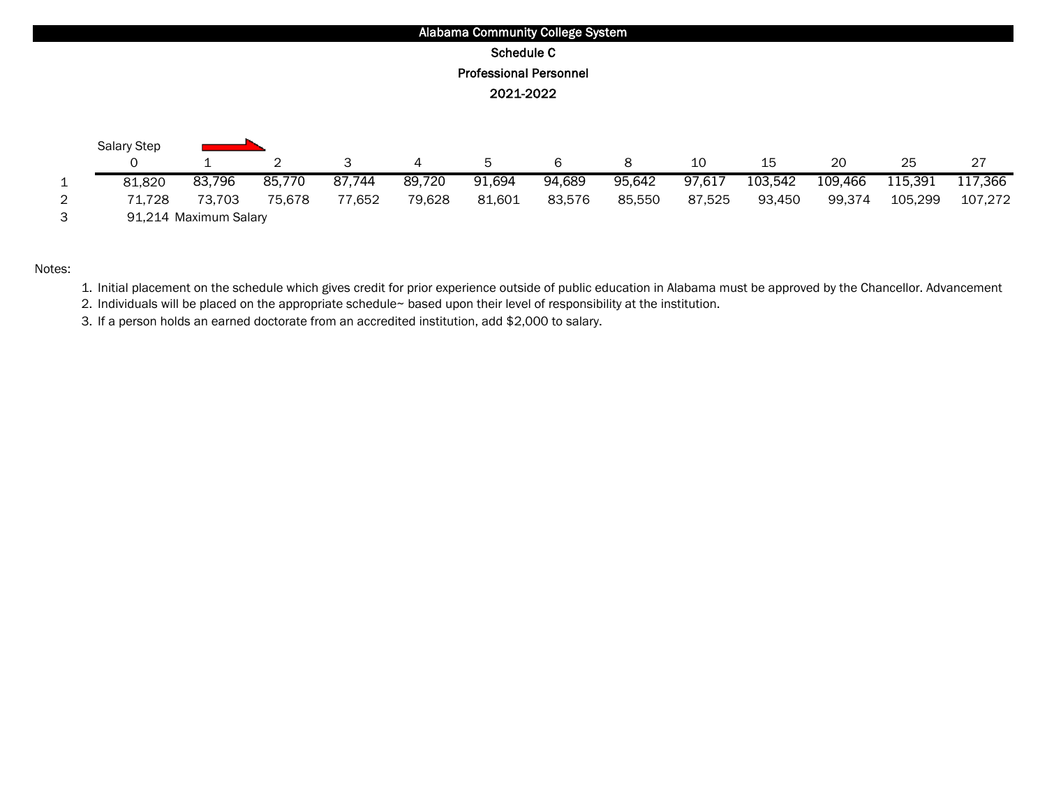# Alabama Community College System

### Schedule C

### Professional Personnel

### 2021-2022

| Salary Step | 0 | 1 | 2 | 3 | 4 | 5 | 6 | 8 | 10 | 15 | 20 | 25 | 27 |
|---|---|---|---|---|---|---|---|---|---|---|---|---|---|
| 1 | 81,820 | 83,796 | 85,770 | 87,744 | 89,720 | 91,694 | 94,689 | 95,642 | 97,617 | 103,542 | 109,466 | 115,391 | 117,366 |
| 2 | 71,728 | 73,703 | 75,678 | 77,652 | 79,628 | 81,601 | 83,576 | 85,550 | 87,525 | 93,450 | 99,374 | 105,299 | 107,272 |
| 3 | 91,214 | Maximum Salary | | | | | | | | | | | |

Notes:

1. Initial placement on the schedule which gives credit for prior experience outside of public education in Alabama must be approved by the Chancellor. Advancement
2. Individuals will be placed on the appropriate schedule~ based upon their level of responsibility at the institution.
3. If a person holds an earned doctorate from an accredited institution, add $2,000 to salary.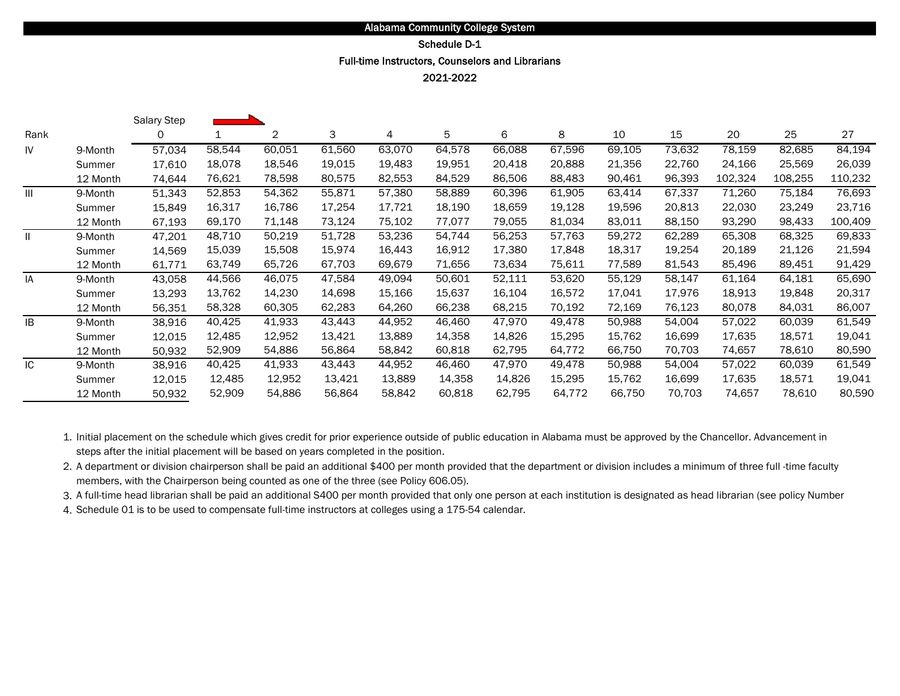# Alabama Community College System

## Schedule D-1

## Full-time Instructors, Counselors and Librarians

## 2021-2022

| Rank | | Salary Step 0 | 1 | 2 | 3 | 4 | 5 | 6 | 8 | 10 | 15 | 20 | 25 | 27 |
|---|---|---|---|---|---|---|---|---|---|---|---|---|---|---|
| IV | 9-Month | 57,034 | 58,544 | 60,051 | 61,560 | 63,070 | 64,578 | 66,088 | 67,596 | 69,105 | 73,632 | 78,159 | 82,685 | 84,194 |
| | Summer | 17,610 | 18,078 | 18,546 | 19,015 | 19,483 | 19,951 | 20,418 | 20,888 | 21,356 | 22,760 | 24,166 | 25,569 | 26,039 |
| | 12 Month | 74,644 | 76,621 | 78,598 | 80,575 | 82,553 | 84,529 | 86,506 | 88,483 | 90,461 | 96,393 | 102,324 | 108,255 | 110,232 |
| III | 9-Month | 51,343 | 52,853 | 54,362 | 55,871 | 57,380 | 58,889 | 60,396 | 61,905 | 63,414 | 67,337 | 71,260 | 75,184 | 76,693 |
| | Summer | 15,849 | 16,317 | 16,786 | 17,254 | 17,721 | 18,190 | 18,659 | 19,128 | 19,596 | 20,813 | 22,030 | 23,249 | 23,716 |
| | 12 Month | 67,193 | 69,170 | 71,148 | 73,124 | 75,102 | 77,077 | 79,055 | 81,034 | 83,011 | 88,150 | 93,290 | 98,433 | 100,409 |
| II | 9-Month | 47,201 | 48,710 | 50,219 | 51,728 | 53,236 | 54,744 | 56,253 | 57,763 | 59,272 | 62,289 | 65,308 | 68,325 | 69,833 |
| | Summer | 14,569 | 15,039 | 15,508 | 15,974 | 16,443 | 16,912 | 17,380 | 17,848 | 18,317 | 19,254 | 20,189 | 21,126 | 21,594 |
| | 12 Month | 61,771 | 63,749 | 65,726 | 67,703 | 69,679 | 71,656 | 73,634 | 75,611 | 77,589 | 81,543 | 85,496 | 89,451 | 91,429 |
| IA | 9-Month | 43,058 | 44,566 | 46,075 | 47,584 | 49,094 | 50,601 | 52,111 | 53,620 | 55,129 | 58,147 | 61,164 | 64,181 | 65,690 |
| | Summer | 13,293 | 13,762 | 14,230 | 14,698 | 15,166 | 15,637 | 16,104 | 16,572 | 17,041 | 17,976 | 18,913 | 19,848 | 20,317 |
| | 12 Month | 56,351 | 58,328 | 60,305 | 62,283 | 64,260 | 66,238 | 68,215 | 70,192 | 72,169 | 76,123 | 80,078 | 84,031 | 86,007 |
| IB | 9-Month | 38,916 | 40,425 | 41,933 | 43,443 | 44,952 | 46,460 | 47,970 | 49,478 | 50,988 | 54,004 | 57,022 | 60,039 | 61,549 |
| | Summer | 12,015 | 12,485 | 12,952 | 13,421 | 13,889 | 14,358 | 14,826 | 15,295 | 15,762 | 16,699 | 17,635 | 18,571 | 19,041 |
| | 12 Month | 50,932 | 52,909 | 54,886 | 56,864 | 58,842 | 60,818 | 62,795 | 64,772 | 66,750 | 70,703 | 74,657 | 78,610 | 80,590 |
| IC | 9-Month | 38,916 | 40,425 | 41,933 | 43,443 | 44,952 | 46,460 | 47,970 | 49,478 | 50,988 | 54,004 | 57,022 | 60,039 | 61,549 |
| | Summer | 12,015 | 12,485 | 12,952 | 13,421 | 13,889 | 14,358 | 14,826 | 15,295 | 15,762 | 16,699 | 17,635 | 18,571 | 19,041 |
| | 12 Month | 50,932 | 52,909 | 54,886 | 56,864 | 58,842 | 60,818 | 62,795 | 64,772 | 66,750 | 70,703 | 74,657 | 78,610 | 80,590 |

1. Initial placement on the schedule which gives credit for prior experience outside of public education in Alabama must be approved by the Chancellor. Advancement in steps after the initial placement will be based on years completed in the position.
2. A department or division chairperson shall be paid an additional $400 per month provided that the department or division includes a minimum of three full -time faculty members, with the Chairperson being counted as one of the three (see Policy 606.05).
3. A full-time head librarian shall be paid an additional S400 per month provided that only one person at each institution is designated as head librarian (see policy Number
4. Schedule 01 is to be used to compensate full-time instructors at colleges using a 175-54 calendar.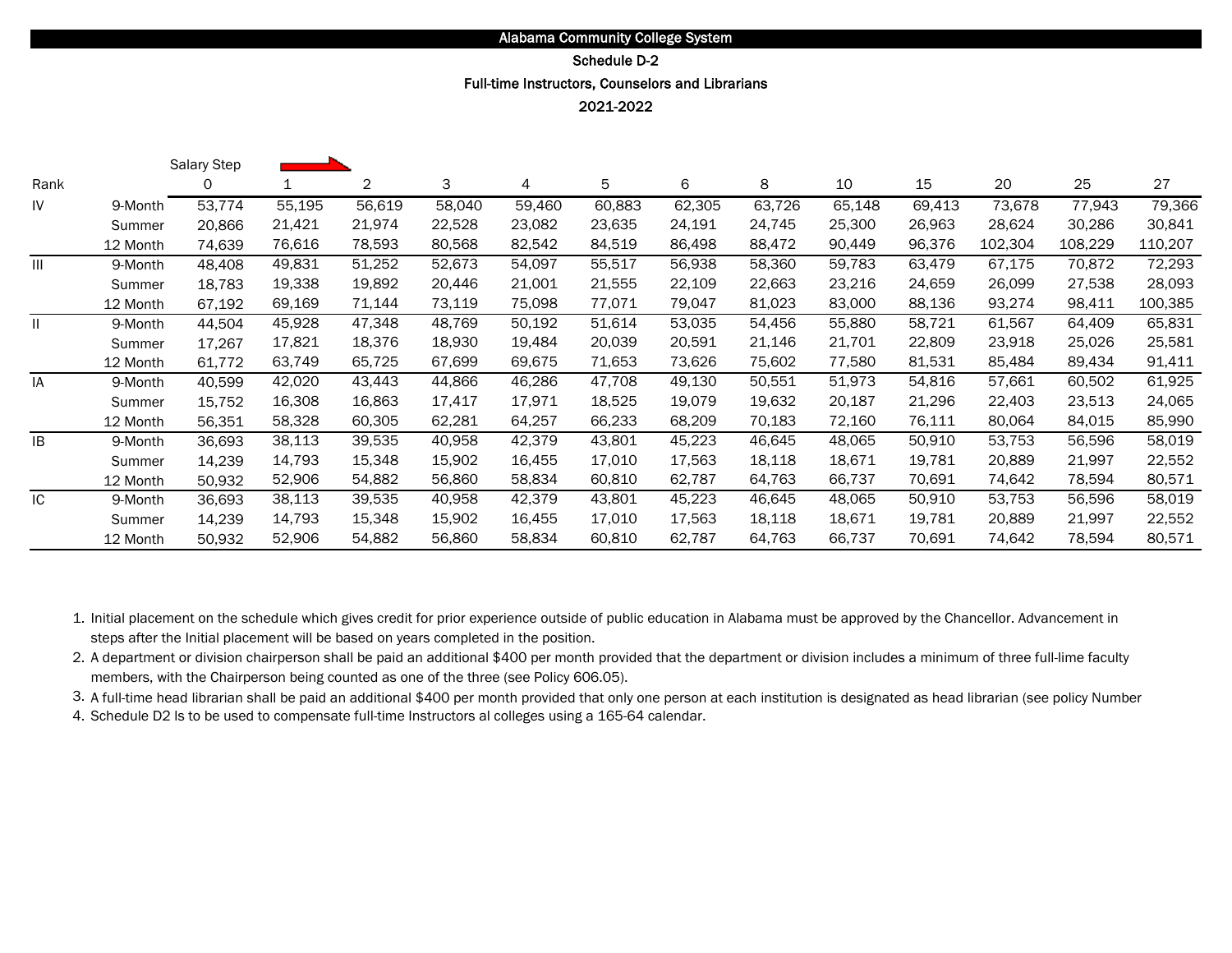# Alabama Community College System

## Schedule D-2

## Full-time Instructors, Counselors and Librarians

## 2021-2022

| Rank | | Salary Step 0 | 1 | 2 | 3 | 4 | 5 | 6 | 8 | 10 | 15 | 20 | 25 | 27 |
|---|---|---|---|---|---|---|---|---|---|---|---|---|---|---|
| IV | 9-Month | 53,774 | 55,195 | 56,619 | 58,040 | 59,460 | 60,883 | 62,305 | 63,726 | 65,148 | 69,413 | 73,678 | 77,943 | 79,366 |
| | Summer | 20,866 | 21,421 | 21,974 | 22,528 | 23,082 | 23,635 | 24,191 | 24,745 | 25,300 | 26,963 | 28,624 | 30,286 | 30,841 |
| | 12 Month | 74,639 | 76,616 | 78,593 | 80,568 | 82,542 | 84,519 | 86,498 | 88,472 | 90,449 | 96,376 | 102,304 | 108,229 | 110,207 |
| III | 9-Month | 48,408 | 49,831 | 51,252 | 52,673 | 54,097 | 55,517 | 56,938 | 58,360 | 59,783 | 63,479 | 67,175 | 70,872 | 72,293 |
| | Summer | 18,783 | 19,338 | 19,892 | 20,446 | 21,001 | 21,555 | 22,109 | 22,663 | 23,216 | 24,659 | 26,099 | 27,538 | 28,093 |
| | 12 Month | 67,192 | 69,169 | 71,144 | 73,119 | 75,098 | 77,071 | 79,047 | 81,023 | 83,000 | 88,136 | 93,274 | 98,411 | 100,385 |
| II | 9-Month | 44,504 | 45,928 | 47,348 | 48,769 | 50,192 | 51,614 | 53,035 | 54,456 | 55,880 | 58,721 | 61,567 | 64,409 | 65,831 |
| | Summer | 17,267 | 17,821 | 18,376 | 18,930 | 19,484 | 20,039 | 20,591 | 21,146 | 21,701 | 22,809 | 23,918 | 25,026 | 25,581 |
| | 12 Month | 61,772 | 63,749 | 65,725 | 67,699 | 69,675 | 71,653 | 73,626 | 75,602 | 77,580 | 81,531 | 85,484 | 89,434 | 91,411 |
| IA | 9-Month | 40,599 | 42,020 | 43,443 | 44,866 | 46,286 | 47,708 | 49,130 | 50,551 | 51,973 | 54,816 | 57,661 | 60,502 | 61,925 |
| | Summer | 15,752 | 16,308 | 16,863 | 17,417 | 17,971 | 18,525 | 19,079 | 19,632 | 20,187 | 21,296 | 22,403 | 23,513 | 24,065 |
| | 12 Month | 56,351 | 58,328 | 60,305 | 62,281 | 64,257 | 66,233 | 68,209 | 70,183 | 72,160 | 76,111 | 80,064 | 84,015 | 85,990 |
| IB | 9-Month | 36,693 | 38,113 | 39,535 | 40,958 | 42,379 | 43,801 | 45,223 | 46,645 | 48,065 | 50,910 | 53,753 | 56,596 | 58,019 |
| | Summer | 14,239 | 14,793 | 15,348 | 15,902 | 16,455 | 17,010 | 17,563 | 18,118 | 18,671 | 19,781 | 20,889 | 21,997 | 22,552 |
| | 12 Month | 50,932 | 52,906 | 54,882 | 56,860 | 58,834 | 60,810 | 62,787 | 64,763 | 66,737 | 70,691 | 74,642 | 78,594 | 80,571 |
| IC | 9-Month | 36,693 | 38,113 | 39,535 | 40,958 | 42,379 | 43,801 | 45,223 | 46,645 | 48,065 | 50,910 | 53,753 | 56,596 | 58,019 |
| | Summer | 14,239 | 14,793 | 15,348 | 15,902 | 16,455 | 17,010 | 17,563 | 18,118 | 18,671 | 19,781 | 20,889 | 21,997 | 22,552 |
| | 12 Month | 50,932 | 52,906 | 54,882 | 56,860 | 58,834 | 60,810 | 62,787 | 64,763 | 66,737 | 70,691 | 74,642 | 78,594 | 80,571 |

1. Initial placement on the schedule which gives credit for prior experience outside of public education in Alabama must be approved by the Chancellor. Advancement in steps after the Initial placement will be based on years completed in the position.
2. A department or division chairperson shall be paid an additional $400 per month provided that the department or division includes a minimum of three full-lime faculty members, with the Chairperson being counted as one of the three (see Policy 606.05).
3. A full-time head librarian shall be paid an additional $400 per month provided that only one person at each institution is designated as head librarian (see policy Number
4. Schedule D2 Is to be used to compensate full-time Instructors al colleges using a 165-64 calendar.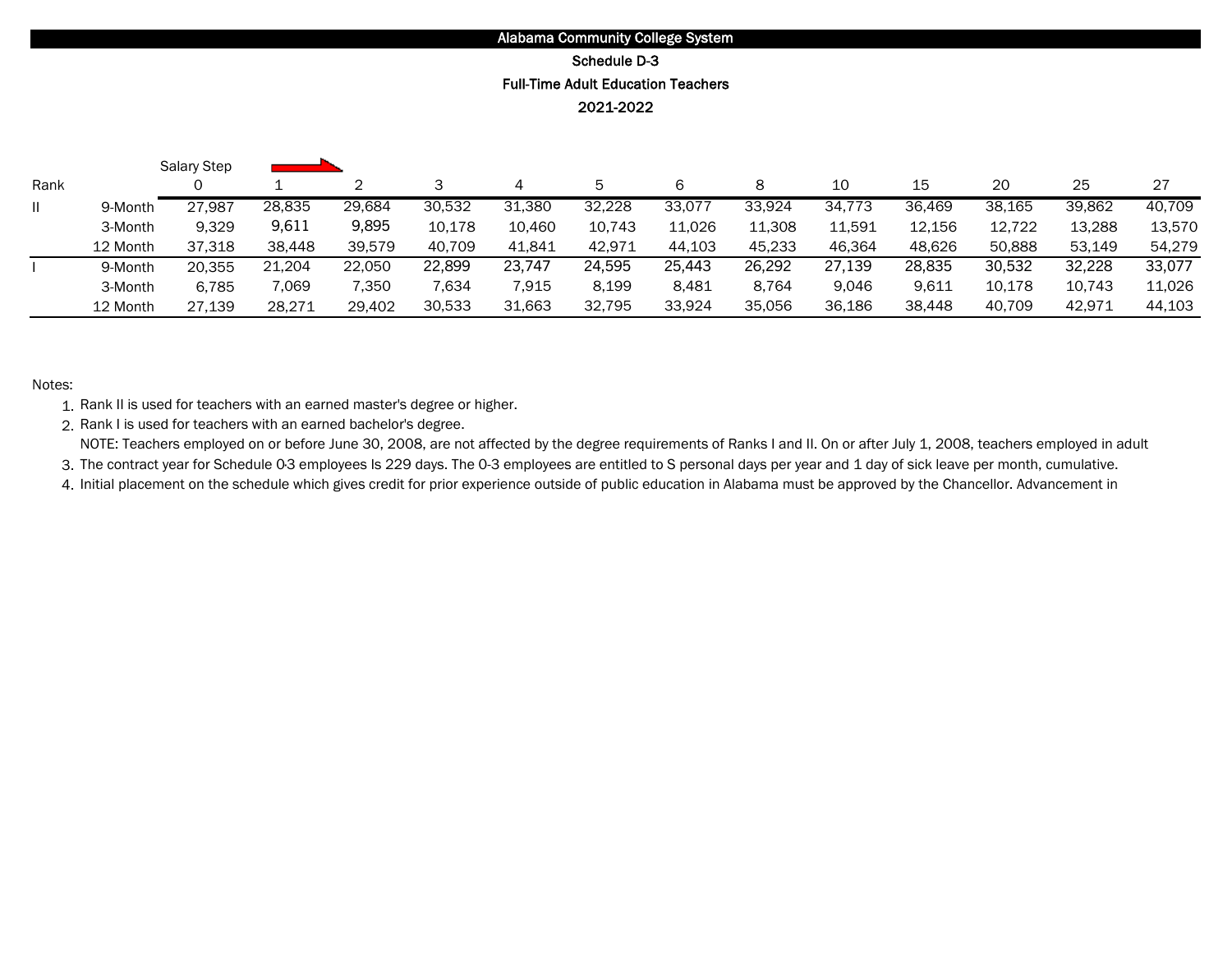# Alabama Community College System

## Schedule D-3

## Full-Time Adult Education Teachers

## 2021-2022

| Rank | | Salary Step 0 | 1 | 2 | 3 | 4 | 5 | 6 | 8 | 10 | 15 | 20 | 25 | 27 |
|---|---|---|---|---|---|---|---|---|---|---|---|---|---|---|
| II | 9-Month | 27,987 | 28,835 | 29,684 | 30,532 | 31,380 | 32,228 | 33,077 | 33,924 | 34,773 | 36,469 | 38,165 | 39,862 | 40,709 |
| | 3-Month | 9,329 | 9,611 | 9,895 | 10,178 | 10,460 | 10,743 | 11,026 | 11,308 | 11,591 | 12,156 | 12,722 | 13,288 | 13,570 |
| | 12 Month | 37,318 | 38,448 | 39,579 | 40,709 | 41,841 | 42,971 | 44,103 | 45,233 | 46,364 | 48,626 | 50,888 | 53,149 | 54,279 |
| I | 9-Month | 20,355 | 21,204 | 22,050 | 22,899 | 23,747 | 24,595 | 25,443 | 26,292 | 27,139 | 28,835 | 30,532 | 32,228 | 33,077 |
| | 3-Month | 6,785 | 7,069 | 7,350 | 7,634 | 7,915 | 8,199 | 8,481 | 8,764 | 9,046 | 9,611 | 10,178 | 10,743 | 11,026 |
| | 12 Month | 27,139 | 28,271 | 29,402 | 30,533 | 31,663 | 32,795 | 33,924 | 35,056 | 36,186 | 38,448 | 40,709 | 42,971 | 44,103 |

Notes:

1. Rank II is used for teachers with an earned master's degree or higher.
2. Rank I is used for teachers with an earned bachelor's degree.
   NOTE: Teachers employed on or before June 30, 2008, are not affected by the degree requirements of Ranks I and II. On or after July 1, 2008, teachers employed in adult
3. The contract year for Schedule 0-3 employees Is 229 days. The 0-3 employees are entitled to S personal days per year and 1 day of sick leave per month, cumulative.
4. Initial placement on the schedule which gives credit for prior experience outside of public education in Alabama must be approved by the Chancellor. Advancement in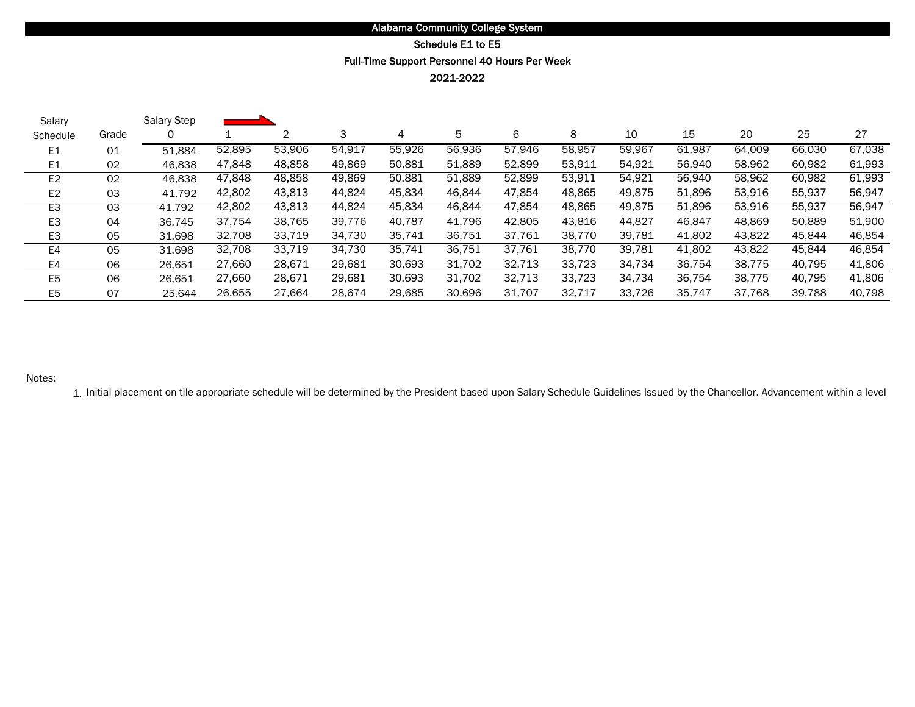# Alabama Community College System

## Schedule E1 to E5

## Full-Time Support Personnel 40 Hours Per Week

## 2021-2022

| Salary Schedule | Grade | Salary Step 0 | 1 | 2 | 3 | 4 | 5 | 6 | 8 | 10 | 15 | 20 | 25 | 27 |
|---|---|---|---|---|---|---|---|---|---|---|---|---|---|---|
| E1 | 01 | 51,884 | 52,895 | 53,906 | 54,917 | 55,926 | 56,936 | 57,946 | 58,957 | 59,967 | 61,987 | 64,009 | 66,030 | 67,038 |
| E1 | 02 | 46,838 | 47,848 | 48,858 | 49,869 | 50,881 | 51,889 | 52,899 | 53,911 | 54,921 | 56,940 | 58,962 | 60,982 | 61,993 |
| E2 | 02 | 46,838 | 47,848 | 48,858 | 49,869 | 50,881 | 51,889 | 52,899 | 53,911 | 54,921 | 56,940 | 58,962 | 60,982 | 61,993 |
| E2 | 03 | 41,792 | 42,802 | 43,813 | 44,824 | 45,834 | 46,844 | 47,854 | 48,865 | 49,875 | 51,896 | 53,916 | 55,937 | 56,947 |
| E3 | 03 | 41,792 | 42,802 | 43,813 | 44,824 | 45,834 | 46,844 | 47,854 | 48,865 | 49,875 | 51,896 | 53,916 | 55,937 | 56,947 |
| E3 | 04 | 36,745 | 37,754 | 38,765 | 39,776 | 40,787 | 41,796 | 42,805 | 43,816 | 44,827 | 46,847 | 48,869 | 50,889 | 51,900 |
| E3 | 05 | 31,698 | 32,708 | 33,719 | 34,730 | 35,741 | 36,751 | 37,761 | 38,770 | 39,781 | 41,802 | 43,822 | 45,844 | 46,854 |
| E4 | 05 | 31,698 | 32,708 | 33,719 | 34,730 | 35,741 | 36,751 | 37,761 | 38,770 | 39,781 | 41,802 | 43,822 | 45,844 | 46,854 |
| E4 | 06 | 26,651 | 27,660 | 28,671 | 29,681 | 30,693 | 31,702 | 32,713 | 33,723 | 34,734 | 36,754 | 38,775 | 40,795 | 41,806 |
| E5 | 06 | 26,651 | 27,660 | 28,671 | 29,681 | 30,693 | 31,702 | 32,713 | 33,723 | 34,734 | 36,754 | 38,775 | 40,795 | 41,806 |
| E5 | 07 | 25,644 | 26,655 | 27,664 | 28,674 | 29,685 | 30,696 | 31,707 | 32,717 | 33,726 | 35,747 | 37,768 | 39,788 | 40,798 |

Notes:

1. Initial placement on tile appropriate schedule will be determined by the President based upon Salary Schedule Guidelines Issued by the Chancellor. Advancement within a level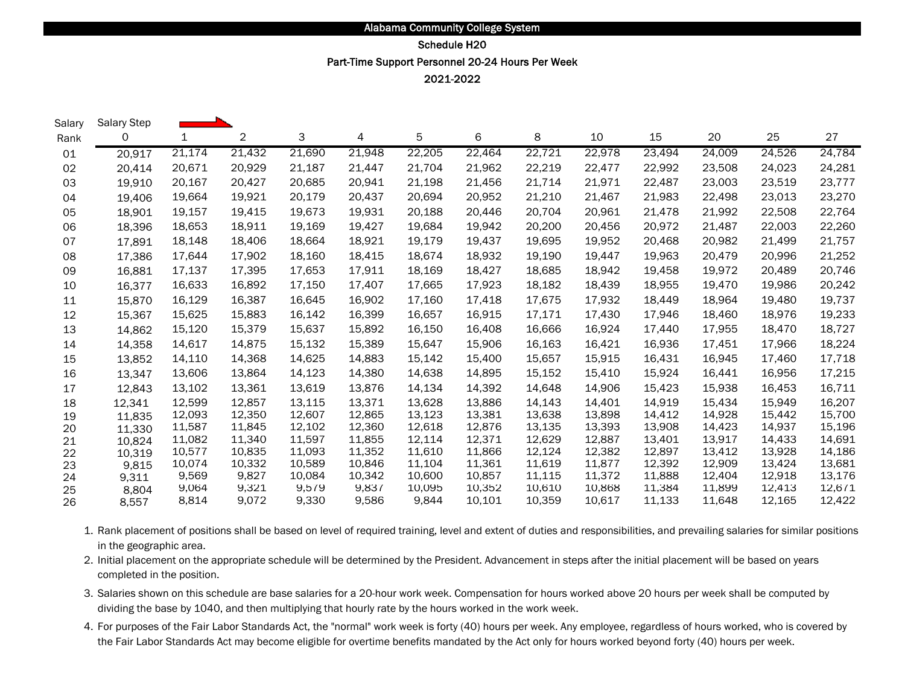Alabama Community College System

Schedule H20

Part-Time Support Personnel 20-24 Hours Per Week

2021-2022

| Salary Rank | Salary Step 0 | 1 | 2 | 3 | 4 | 5 | 6 | 8 | 10 | 15 | 20 | 25 | 27 |
|---|---|---|---|---|---|---|---|---|---|---|---|---|---|
| 01 | 20,917 | 21,174 | 21,432 | 21,690 | 21,948 | 22,205 | 22,464 | 22,721 | 22,978 | 23,494 | 24,009 | 24,526 | 24,784 |
| 02 | 20,414 | 20,671 | 20,929 | 21,187 | 21,447 | 21,704 | 21,962 | 22,219 | 22,477 | 22,992 | 23,508 | 24,023 | 24,281 |
| 03 | 19,910 | 20,167 | 20,427 | 20,685 | 20,941 | 21,198 | 21,456 | 21,714 | 21,971 | 22,487 | 23,003 | 23,519 | 23,777 |
| 04 | 19,406 | 19,664 | 19,921 | 20,179 | 20,437 | 20,694 | 20,952 | 21,210 | 21,467 | 21,983 | 22,498 | 23,013 | 23,270 |
| 05 | 18,901 | 19,157 | 19,415 | 19,673 | 19,931 | 20,188 | 20,446 | 20,704 | 20,961 | 21,478 | 21,992 | 22,508 | 22,764 |
| 06 | 18,396 | 18,653 | 18,911 | 19,169 | 19,427 | 19,684 | 19,942 | 20,200 | 20,456 | 20,972 | 21,487 | 22,003 | 22,260 |
| 07 | 17,891 | 18,148 | 18,406 | 18,664 | 18,921 | 19,179 | 19,437 | 19,695 | 19,952 | 20,468 | 20,982 | 21,499 | 21,757 |
| 08 | 17,386 | 17,644 | 17,902 | 18,160 | 18,415 | 18,674 | 18,932 | 19,190 | 19,447 | 19,963 | 20,479 | 20,996 | 21,252 |
| 09 | 16,881 | 17,137 | 17,395 | 17,653 | 17,911 | 18,169 | 18,427 | 18,685 | 18,942 | 19,458 | 19,972 | 20,489 | 20,746 |
| 10 | 16,377 | 16,633 | 16,892 | 17,150 | 17,407 | 17,665 | 17,923 | 18,182 | 18,439 | 18,955 | 19,470 | 19,986 | 20,242 |
| 11 | 15,870 | 16,129 | 16,387 | 16,645 | 16,902 | 17,160 | 17,418 | 17,675 | 17,932 | 18,449 | 18,964 | 19,480 | 19,737 |
| 12 | 15,367 | 15,625 | 15,883 | 16,142 | 16,399 | 16,657 | 16,915 | 17,171 | 17,430 | 17,946 | 18,460 | 18,976 | 19,233 |
| 13 | 14,862 | 15,120 | 15,379 | 15,637 | 15,892 | 16,150 | 16,408 | 16,666 | 16,924 | 17,440 | 17,955 | 18,470 | 18,727 |
| 14 | 14,358 | 14,617 | 14,875 | 15,132 | 15,389 | 15,647 | 15,906 | 16,163 | 16,421 | 16,936 | 17,451 | 17,966 | 18,224 |
| 15 | 13,852 | 14,110 | 14,368 | 14,625 | 14,883 | 15,142 | 15,400 | 15,657 | 15,915 | 16,431 | 16,945 | 17,460 | 17,718 |
| 16 | 13,347 | 13,606 | 13,864 | 14,123 | 14,380 | 14,638 | 14,895 | 15,152 | 15,410 | 15,924 | 16,441 | 16,956 | 17,215 |
| 17 | 12,843 | 13,102 | 13,361 | 13,619 | 13,876 | 14,134 | 14,392 | 14,648 | 14,906 | 15,423 | 15,938 | 16,453 | 16,711 |
| 18 | 12,341 | 12,599 | 12,857 | 13,115 | 13,371 | 13,628 | 13,886 | 14,143 | 14,401 | 14,919 | 15,434 | 15,949 | 16,207 |
| 19 | 11,835 | 12,093 | 12,350 | 12,607 | 12,865 | 13,123 | 13,381 | 13,638 | 13,898 | 14,412 | 14,928 | 15,442 | 15,700 |
| 20 | 11,330 | 11,587 | 11,845 | 12,102 | 12,360 | 12,618 | 12,876 | 13,135 | 13,393 | 13,908 | 14,423 | 14,937 | 15,196 |
| 21 | 10,824 | 11,082 | 11,340 | 11,597 | 11,855 | 12,114 | 12,371 | 12,629 | 12,887 | 13,401 | 13,917 | 14,433 | 14,691 |
| 22 | 10,319 | 10,577 | 10,835 | 11,093 | 11,352 | 11,610 | 11,866 | 12,124 | 12,382 | 12,897 | 13,412 | 13,928 | 14,186 |
| 23 | 9,815 | 10,074 | 10,332 | 10,589 | 10,846 | 11,104 | 11,361 | 11,619 | 11,877 | 12,392 | 12,909 | 13,424 | 13,681 |
| 24 | 9,311 | 9,569 | 9,827 | 10,084 | 10,342 | 10,600 | 10,857 | 11,115 | 11,372 | 11,888 | 12,404 | 12,918 | 13,176 |
| 25 | 8,804 | 9,064 | 9,321 | 9,579 | 9,837 | 10,095 | 10,352 | 10,610 | 10,868 | 11,384 | 11,899 | 12,413 | 12,671 |
| 26 | 8,557 | 8,814 | 9,072 | 9,330 | 9,586 | 9,844 | 10,101 | 10,359 | 10,617 | 11,133 | 11,648 | 12,165 | 12,422 |

1. Rank placement of positions shall be based on level of required training, level and extent of duties and responsibilities, and prevailing salaries for similar positions in the geographic area.
2. Initial placement on the appropriate schedule will be determined by the President. Advancement in steps after the initial placement will be based on years completed in the position.
3. Salaries shown on this schedule are base salaries for a 20-hour work week. Compensation for hours worked above 20 hours per week shall be computed by dividing the base by 1040, and then multiplying that hourly rate by the hours worked in the work week.
4. For purposes of the Fair Labor Standards Act, the "normal" work week is forty (40) hours per week. Any employee, regardless of hours worked, who is covered by the Fair Labor Standards Act may become eligible for overtime benefits mandated by the Act only for hours worked beyond forty (40) hours per week.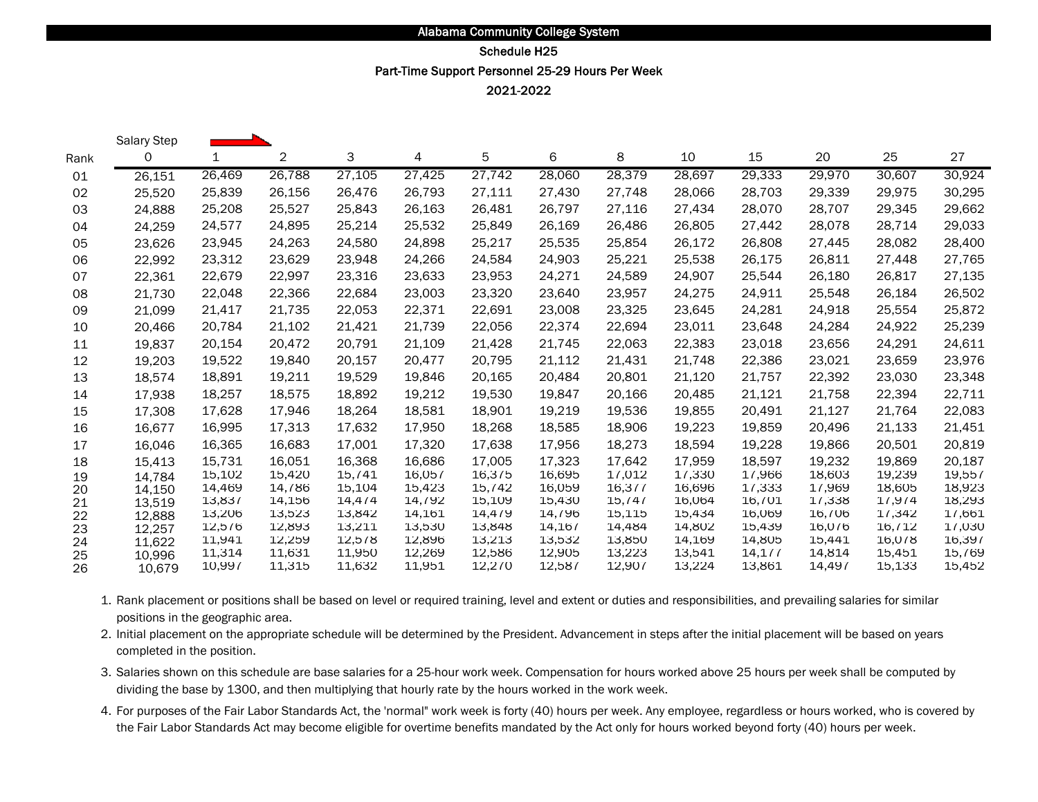# Alabama Community College System

## Schedule H25

## Part-Time Support Personnel 25-29 Hours Per Week

## 2021-2022

| Rank | Salary Step 0 | 1 | 2 | 3 | 4 | 5 | 6 | 8 | 10 | 15 | 20 | 25 | 27 |
|---|---|---|---|---|---|---|---|---|---|---|---|---|---|
| 01 | 26,151 | 26,469 | 26,788 | 27,105 | 27,425 | 27,742 | 28,060 | 28,379 | 28,697 | 29,333 | 29,970 | 30,607 | 30,924 |
| 02 | 25,520 | 25,839 | 26,156 | 26,476 | 26,793 | 27,111 | 27,430 | 27,748 | 28,066 | 28,703 | 29,339 | 29,975 | 30,295 |
| 03 | 24,888 | 25,208 | 25,527 | 25,843 | 26,163 | 26,481 | 26,797 | 27,116 | 27,434 | 28,070 | 28,707 | 29,345 | 29,662 |
| 04 | 24,259 | 24,577 | 24,895 | 25,214 | 25,532 | 25,849 | 26,169 | 26,486 | 26,805 | 27,442 | 28,078 | 28,714 | 29,033 |
| 05 | 23,626 | 23,945 | 24,263 | 24,580 | 24,898 | 25,217 | 25,535 | 25,854 | 26,172 | 26,808 | 27,445 | 28,082 | 28,400 |
| 06 | 22,992 | 23,312 | 23,629 | 23,948 | 24,266 | 24,584 | 24,903 | 25,221 | 25,538 | 26,175 | 26,811 | 27,448 | 27,765 |
| 07 | 22,361 | 22,679 | 22,997 | 23,316 | 23,633 | 23,953 | 24,271 | 24,589 | 24,907 | 25,544 | 26,180 | 26,817 | 27,135 |
| 08 | 21,730 | 22,048 | 22,366 | 22,684 | 23,003 | 23,320 | 23,640 | 23,957 | 24,275 | 24,911 | 25,548 | 26,184 | 26,502 |
| 09 | 21,099 | 21,417 | 21,735 | 22,053 | 22,371 | 22,691 | 23,008 | 23,325 | 23,645 | 24,281 | 24,918 | 25,554 | 25,872 |
| 10 | 20,466 | 20,784 | 21,102 | 21,421 | 21,739 | 22,056 | 22,374 | 22,694 | 23,011 | 23,648 | 24,284 | 24,922 | 25,239 |
| 11 | 19,837 | 20,154 | 20,472 | 20,791 | 21,109 | 21,428 | 21,745 | 22,063 | 22,383 | 23,018 | 23,656 | 24,291 | 24,611 |
| 12 | 19,203 | 19,522 | 19,840 | 20,157 | 20,477 | 20,795 | 21,112 | 21,431 | 21,748 | 22,386 | 23,021 | 23,659 | 23,976 |
| 13 | 18,574 | 18,891 | 19,211 | 19,529 | 19,846 | 20,165 | 20,484 | 20,801 | 21,120 | 21,757 | 22,392 | 23,030 | 23,348 |
| 14 | 17,938 | 18,257 | 18,575 | 18,892 | 19,212 | 19,530 | 19,847 | 20,166 | 20,485 | 21,121 | 21,758 | 22,394 | 22,711 |
| 15 | 17,308 | 17,628 | 17,946 | 18,264 | 18,581 | 18,901 | 19,219 | 19,536 | 19,855 | 20,491 | 21,127 | 21,764 | 22,083 |
| 16 | 16,677 | 16,995 | 17,313 | 17,632 | 17,950 | 18,268 | 18,585 | 18,906 | 19,223 | 19,859 | 20,496 | 21,133 | 21,451 |
| 17 | 16,046 | 16,365 | 16,683 | 17,001 | 17,320 | 17,638 | 17,956 | 18,273 | 18,594 | 19,228 | 19,866 | 20,501 | 20,819 |
| 18 | 15,413 | 15,731 | 16,051 | 16,368 | 16,686 | 17,005 | 17,323 | 17,642 | 17,959 | 18,597 | 19,232 | 19,869 | 20,187 |
| 19 | 14,784 | 15,102 | 15,420 | 15,741 | 16,057 | 16,375 | 16,695 | 17,012 | 17,330 | 17,966 | 18,603 | 19,239 | 19,557 |
| 20 | 14,150 | 14,469 | 14,786 | 15,104 | 15,423 | 15,742 | 16,059 | 16,377 | 16,696 | 17,333 | 17,969 | 18,605 | 18,923 |
| 21 | 13,519 | 13,837 | 14,156 | 14,474 | 14,792 | 15,109 | 15,430 | 15,747 | 16,064 | 16,701 | 17,338 | 17,974 | 18,293 |
| 22 | 12,888 | 13,206 | 13,523 | 13,842 | 14,161 | 14,479 | 14,796 | 15,115 | 15,434 | 16,069 | 16,706 | 17,342 | 17,661 |
| 23 | 12,257 | 12,576 | 12,893 | 13,211 | 13,530 | 13,848 | 14,167 | 14,484 | 14,802 | 15,439 | 16,076 | 16,712 | 17,030 |
| 24 | 11,622 | 11,941 | 12,259 | 12,578 | 12,896 | 13,213 | 13,532 | 13,850 | 14,169 | 14,805 | 15,441 | 16,078 | 16,397 |
| 25 | 10,996 | 11,314 | 11,631 | 11,950 | 12,269 | 12,586 | 12,905 | 13,223 | 13,541 | 14,177 | 14,814 | 15,451 | 15,769 |
| 26 | 10,679 | 10,997 | 11,315 | 11,632 | 11,951 | 12,270 | 12,587 | 12,907 | 13,224 | 13,861 | 14,497 | 15,133 | 15,452 |

1. Rank placement or positions shall be based on level or required training, level and extent or duties and responsibilities, and prevailing salaries for similar positions in the geographic area.
2. Initial placement on the appropriate schedule will be determined by the President. Advancement in steps after the initial placement will be based on years completed in the position.
3. Salaries shown on this schedule are base salaries for a 25-hour work week. Compensation for hours worked above 25 hours per week shall be computed by dividing the base by 1300, and then multiplying that hourly rate by the hours worked in the work week.
4. For purposes of the Fair Labor Standards Act, the 'normal" work week is forty (40) hours per week. Any employee, regardless or hours worked, who is covered by the Fair Labor Standards Act may become eligible for overtime benefits mandated by the Act only for hours worked beyond forty (40) hours per week.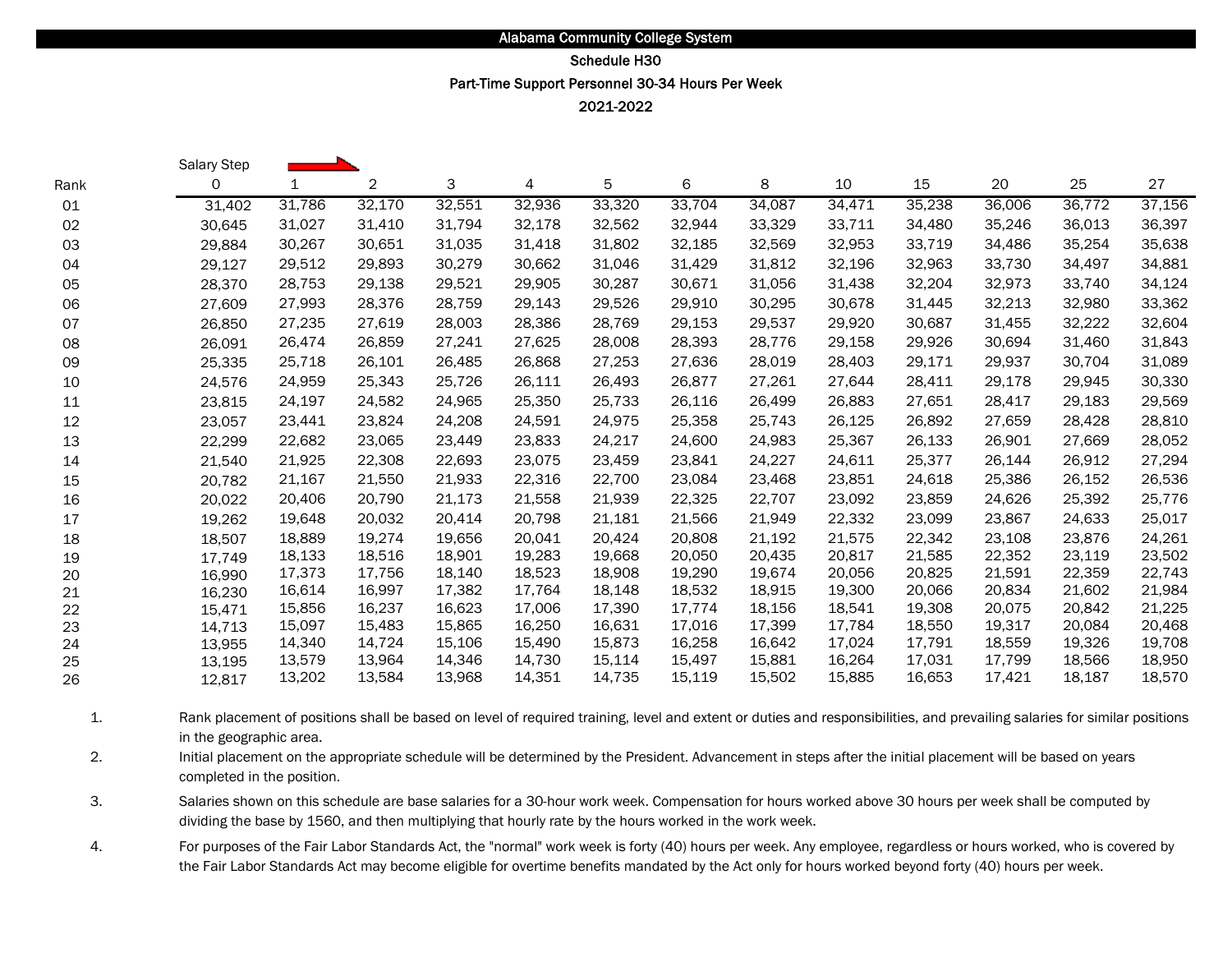# Alabama Community College System

## Schedule H30

## Part-Time Support Personnel 30-34 Hours Per Week

## 2021-2022

| Rank | Salary Step 0 | 1 | 2 | 3 | 4 | 5 | 6 | 8 | 10 | 15 | 20 | 25 | 27 |
|---|---|---|---|---|---|---|---|---|---|---|---|---|---|
| 01 | 31,402 | 31,786 | 32,170 | 32,551 | 32,936 | 33,320 | 33,704 | 34,087 | 34,471 | 35,238 | 36,006 | 36,772 | 37,156 |
| 02 | 30,645 | 31,027 | 31,410 | 31,794 | 32,178 | 32,562 | 32,944 | 33,329 | 33,711 | 34,480 | 35,246 | 36,013 | 36,397 |
| 03 | 29,884 | 30,267 | 30,651 | 31,035 | 31,418 | 31,802 | 32,185 | 32,569 | 32,953 | 33,719 | 34,486 | 35,254 | 35,638 |
| 04 | 29,127 | 29,512 | 29,893 | 30,279 | 30,662 | 31,046 | 31,429 | 31,812 | 32,196 | 32,963 | 33,730 | 34,497 | 34,881 |
| 05 | 28,370 | 28,753 | 29,138 | 29,521 | 29,905 | 30,287 | 30,671 | 31,056 | 31,438 | 32,204 | 32,973 | 33,740 | 34,124 |
| 06 | 27,609 | 27,993 | 28,376 | 28,759 | 29,143 | 29,526 | 29,910 | 30,295 | 30,678 | 31,445 | 32,213 | 32,980 | 33,362 |
| 07 | 26,850 | 27,235 | 27,619 | 28,003 | 28,386 | 28,769 | 29,153 | 29,537 | 29,920 | 30,687 | 31,455 | 32,222 | 32,604 |
| 08 | 26,091 | 26,474 | 26,859 | 27,241 | 27,625 | 28,008 | 28,393 | 28,776 | 29,158 | 29,926 | 30,694 | 31,460 | 31,843 |
| 09 | 25,335 | 25,718 | 26,101 | 26,485 | 26,868 | 27,253 | 27,636 | 28,019 | 28,403 | 29,171 | 29,937 | 30,704 | 31,089 |
| 10 | 24,576 | 24,959 | 25,343 | 25,726 | 26,111 | 26,493 | 26,877 | 27,261 | 27,644 | 28,411 | 29,178 | 29,945 | 30,330 |
| 11 | 23,815 | 24,197 | 24,582 | 24,965 | 25,350 | 25,733 | 26,116 | 26,499 | 26,883 | 27,651 | 28,417 | 29,183 | 29,569 |
| 12 | 23,057 | 23,441 | 23,824 | 24,208 | 24,591 | 24,975 | 25,358 | 25,743 | 26,125 | 26,892 | 27,659 | 28,428 | 28,810 |
| 13 | 22,299 | 22,682 | 23,065 | 23,449 | 23,833 | 24,217 | 24,600 | 24,983 | 25,367 | 26,133 | 26,901 | 27,669 | 28,052 |
| 14 | 21,540 | 21,925 | 22,308 | 22,693 | 23,075 | 23,459 | 23,841 | 24,227 | 24,611 | 25,377 | 26,144 | 26,912 | 27,294 |
| 15 | 20,782 | 21,167 | 21,550 | 21,933 | 22,316 | 22,700 | 23,084 | 23,468 | 23,851 | 24,618 | 25,386 | 26,152 | 26,536 |
| 16 | 20,022 | 20,406 | 20,790 | 21,173 | 21,558 | 21,939 | 22,325 | 22,707 | 23,092 | 23,859 | 24,626 | 25,392 | 25,776 |
| 17 | 19,262 | 19,648 | 20,032 | 20,414 | 20,798 | 21,181 | 21,566 | 21,949 | 22,332 | 23,099 | 23,867 | 24,633 | 25,017 |
| 18 | 18,507 | 18,889 | 19,274 | 19,656 | 20,041 | 20,424 | 20,808 | 21,192 | 21,575 | 22,342 | 23,108 | 23,876 | 24,261 |
| 19 | 17,749 | 18,133 | 18,516 | 18,901 | 19,283 | 19,668 | 20,050 | 20,435 | 20,817 | 21,585 | 22,352 | 23,119 | 23,502 |
| 20 | 16,990 | 17,373 | 17,756 | 18,140 | 18,523 | 18,908 | 19,290 | 19,674 | 20,056 | 20,825 | 21,591 | 22,359 | 22,743 |
| 21 | 16,230 | 16,614 | 16,997 | 17,382 | 17,764 | 18,148 | 18,532 | 18,915 | 19,300 | 20,066 | 20,834 | 21,602 | 21,984 |
| 22 | 15,471 | 15,856 | 16,237 | 16,623 | 17,006 | 17,390 | 17,774 | 18,156 | 18,541 | 19,308 | 20,075 | 20,842 | 21,225 |
| 23 | 14,713 | 15,097 | 15,483 | 15,865 | 16,250 | 16,631 | 17,016 | 17,399 | 17,784 | 18,550 | 19,317 | 20,084 | 20,468 |
| 24 | 13,955 | 14,340 | 14,724 | 15,106 | 15,490 | 15,873 | 16,258 | 16,642 | 17,024 | 17,791 | 18,559 | 19,326 | 19,708 |
| 25 | 13,195 | 13,579 | 13,964 | 14,346 | 14,730 | 15,114 | 15,497 | 15,881 | 16,264 | 17,031 | 17,799 | 18,566 | 18,950 |
| 26 | 12,817 | 13,202 | 13,584 | 13,968 | 14,351 | 14,735 | 15,119 | 15,502 | 15,885 | 16,653 | 17,421 | 18,187 | 18,570 |

1. Rank placement of positions shall be based on level of required training, level and extent or duties and responsibilities, and prevailing salaries for similar positions in the geographic area.
2. Initial placement on the appropriate schedule will be determined by the President. Advancement in steps after the initial placement will be based on years completed in the position.
3. Salaries shown on this schedule are base salaries for a 30-hour work week. Compensation for hours worked above 30 hours per week shall be computed by dividing the base by 1560, and then multiplying that hourly rate by the hours worked in the work week.
4. For purposes of the Fair Labor Standards Act, the "normal" work week is forty (40) hours per week. Any employee, regardless or hours worked, who is covered by the Fair Labor Standards Act may become eligible for overtime benefits mandated by the Act only for hours worked beyond forty (40) hours per week.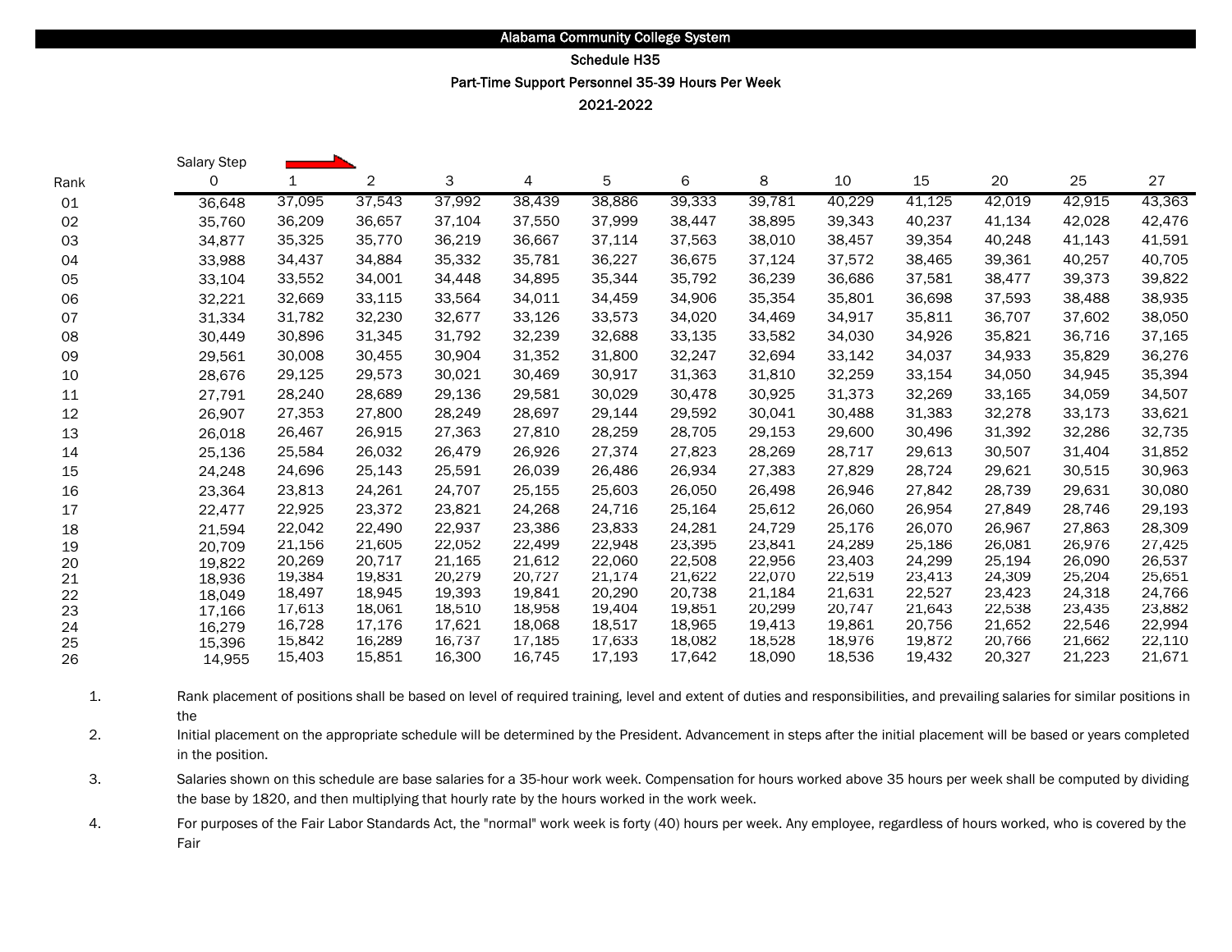**Alabama Community College System**

**Schedule H35**

**Part-Time Support Personnel 35-39 Hours Per Week**

**2021-2022**

| Rank | Salary Step 0 | 1 | 2 | 3 | 4 | 5 | 6 | 8 | 10 | 15 | 20 | 25 | 27 |
|---|---|---|---|---|---|---|---|---|---|---|---|---|---|
| 01 | 36,648 | 37,095 | 37,543 | 37,992 | 38,439 | 38,886 | 39,333 | 39,781 | 40,229 | 41,125 | 42,019 | 42,915 | 43,363 |
| 02 | 35,760 | 36,209 | 36,657 | 37,104 | 37,550 | 37,999 | 38,447 | 38,895 | 39,343 | 40,237 | 41,134 | 42,028 | 42,476 |
| 03 | 34,877 | 35,325 | 35,770 | 36,219 | 36,667 | 37,114 | 37,563 | 38,010 | 38,457 | 39,354 | 40,248 | 41,143 | 41,591 |
| 04 | 33,988 | 34,437 | 34,884 | 35,332 | 35,781 | 36,227 | 36,675 | 37,124 | 37,572 | 38,465 | 39,361 | 40,257 | 40,705 |
| 05 | 33,104 | 33,552 | 34,001 | 34,448 | 34,895 | 35,344 | 35,792 | 36,239 | 36,686 | 37,581 | 38,477 | 39,373 | 39,822 |
| 06 | 32,221 | 32,669 | 33,115 | 33,564 | 34,011 | 34,459 | 34,906 | 35,354 | 35,801 | 36,698 | 37,593 | 38,488 | 38,935 |
| 07 | 31,334 | 31,782 | 32,230 | 32,677 | 33,126 | 33,573 | 34,020 | 34,469 | 34,917 | 35,811 | 36,707 | 37,602 | 38,050 |
| 08 | 30,449 | 30,896 | 31,345 | 31,792 | 32,239 | 32,688 | 33,135 | 33,582 | 34,030 | 34,926 | 35,821 | 36,716 | 37,165 |
| 09 | 29,561 | 30,008 | 30,455 | 30,904 | 31,352 | 31,800 | 32,247 | 32,694 | 33,142 | 34,037 | 34,933 | 35,829 | 36,276 |
| 10 | 28,676 | 29,125 | 29,573 | 30,021 | 30,469 | 30,917 | 31,363 | 31,810 | 32,259 | 33,154 | 34,050 | 34,945 | 35,394 |
| 11 | 27,791 | 28,240 | 28,689 | 29,136 | 29,581 | 30,029 | 30,478 | 30,925 | 31,373 | 32,269 | 33,165 | 34,059 | 34,507 |
| 12 | 26,907 | 27,353 | 27,800 | 28,249 | 28,697 | 29,144 | 29,592 | 30,041 | 30,488 | 31,383 | 32,278 | 33,173 | 33,621 |
| 13 | 26,018 | 26,467 | 26,915 | 27,363 | 27,810 | 28,259 | 28,705 | 29,153 | 29,600 | 30,496 | 31,392 | 32,286 | 32,735 |
| 14 | 25,136 | 25,584 | 26,032 | 26,479 | 26,926 | 27,374 | 27,823 | 28,269 | 28,717 | 29,613 | 30,507 | 31,404 | 31,852 |
| 15 | 24,248 | 24,696 | 25,143 | 25,591 | 26,039 | 26,486 | 26,934 | 27,383 | 27,829 | 28,724 | 29,621 | 30,515 | 30,963 |
| 16 | 23,364 | 23,813 | 24,261 | 24,707 | 25,155 | 25,603 | 26,050 | 26,498 | 26,946 | 27,842 | 28,739 | 29,631 | 30,080 |
| 17 | 22,477 | 22,925 | 23,372 | 23,821 | 24,268 | 24,716 | 25,164 | 25,612 | 26,060 | 26,954 | 27,849 | 28,746 | 29,193 |
| 18 | 21,594 | 22,042 | 22,490 | 22,937 | 23,386 | 23,833 | 24,281 | 24,729 | 25,176 | 26,070 | 26,967 | 27,863 | 28,309 |
| 19 | 20,709 | 21,156 | 21,605 | 22,052 | 22,499 | 22,948 | 23,395 | 23,841 | 24,289 | 25,186 | 26,081 | 26,976 | 27,425 |
| 20 | 19,822 | 20,269 | 20,717 | 21,165 | 21,612 | 22,060 | 22,508 | 22,956 | 23,403 | 24,299 | 25,194 | 26,090 | 26,537 |
| 21 | 18,936 | 19,384 | 19,831 | 20,279 | 20,727 | 21,174 | 21,622 | 22,070 | 22,519 | 23,413 | 24,309 | 25,204 | 25,651 |
| 22 | 18,049 | 18,497 | 18,945 | 19,393 | 19,841 | 20,290 | 20,738 | 21,184 | 21,631 | 22,527 | 23,423 | 24,318 | 24,766 |
| 23 | 17,166 | 17,613 | 18,061 | 18,510 | 18,958 | 19,404 | 19,851 | 20,299 | 20,747 | 21,643 | 22,538 | 23,435 | 23,882 |
| 24 | 16,279 | 16,728 | 17,176 | 17,621 | 18,068 | 18,517 | 18,965 | 19,413 | 19,861 | 20,756 | 21,652 | 22,546 | 22,994 |
| 25 | 15,396 | 15,842 | 16,289 | 16,737 | 17,185 | 17,633 | 18,082 | 18,528 | 18,976 | 19,872 | 20,766 | 21,662 | 22,110 |
| 26 | 14,955 | 15,403 | 15,851 | 16,300 | 16,745 | 17,193 | 17,642 | 18,090 | 18,536 | 19,432 | 20,327 | 21,223 | 21,671 |

1. Rank placement of positions shall be based on level of required training, level and extent of duties and responsibilities, and prevailing salaries for similar positions in the
2. Initial placement on the appropriate schedule will be determined by the President. Advancement in steps after the initial placement will be based or years completed in the position.
3. Salaries shown on this schedule are base salaries for a 35-hour work week. Compensation for hours worked above 35 hours per week shall be computed by dividing the base by 1820, and then multiplying that hourly rate by the hours worked in the work week.
4. For purposes of the Fair Labor Standards Act, the "normal" work week is forty (40) hours per week. Any employee, regardless of hours worked, who is covered by the Fair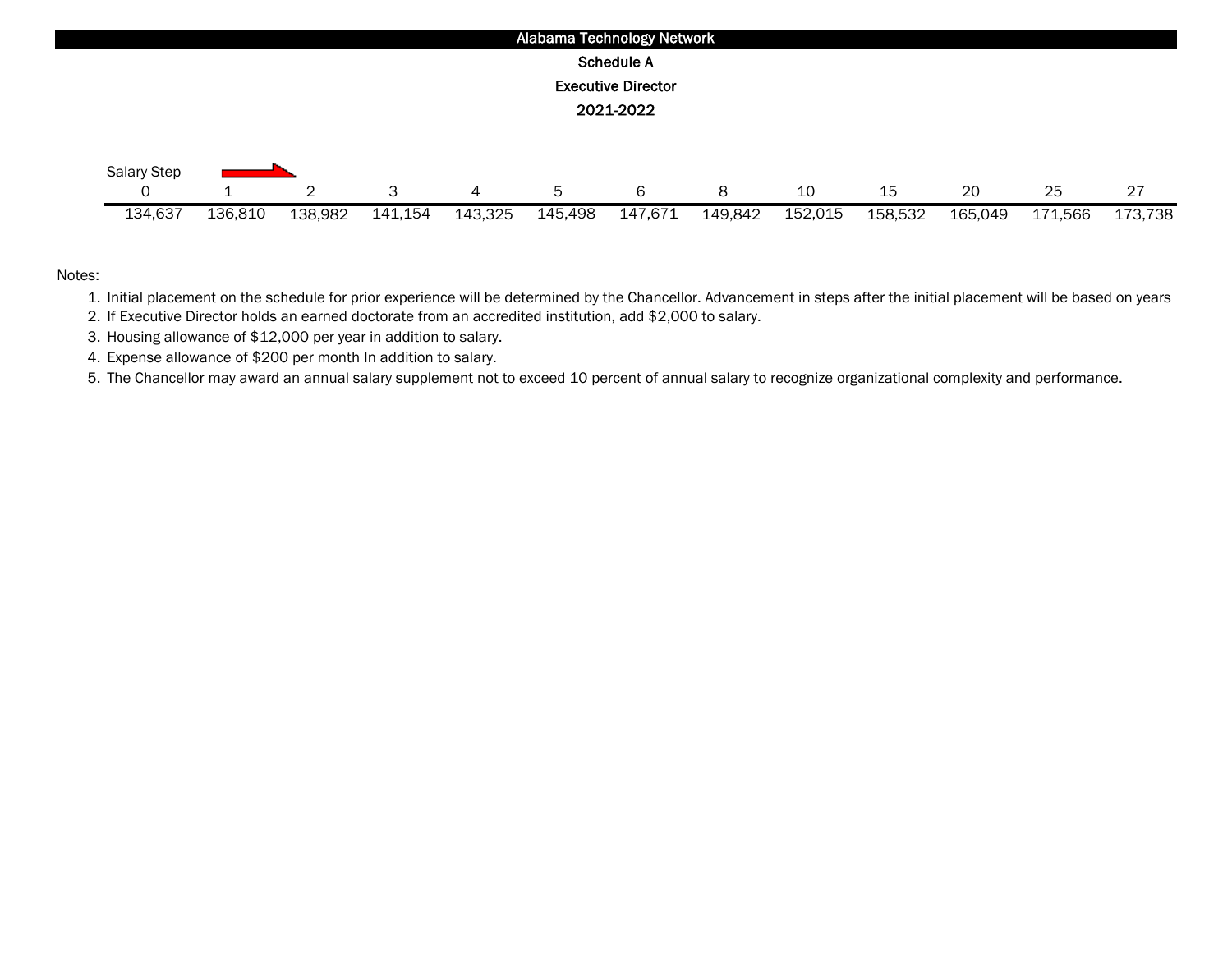# Alabama Technology Network

## Schedule A

## Executive Director

## 2021-2022

Salary Step

| 0 | 1 | 2 | 3 | 4 | 5 | 6 | 8 | 10 | 15 | 20 | 25 | 27 |
|---|---|---|---|---|---|---|---|---|---|---|---|---|
| 134,637 | 136,810 | 138,982 | 141,154 | 143,325 | 145,498 | 147,671 | 149,842 | 152,015 | 158,532 | 165,049 | 171,566 | 173,738 |

Notes:

1. Initial placement on the schedule for prior experience will be determined by the Chancellor. Advancement in steps after the initial placement will be based on years
2. If Executive Director holds an earned doctorate from an accredited institution, add $2,000 to salary.
3. Housing allowance of $12,000 per year in addition to salary.
4. Expense allowance of $200 per month In addition to salary.
5. The Chancellor may award an annual salary supplement not to exceed 10 percent of annual salary to recognize organizational complexity and performance.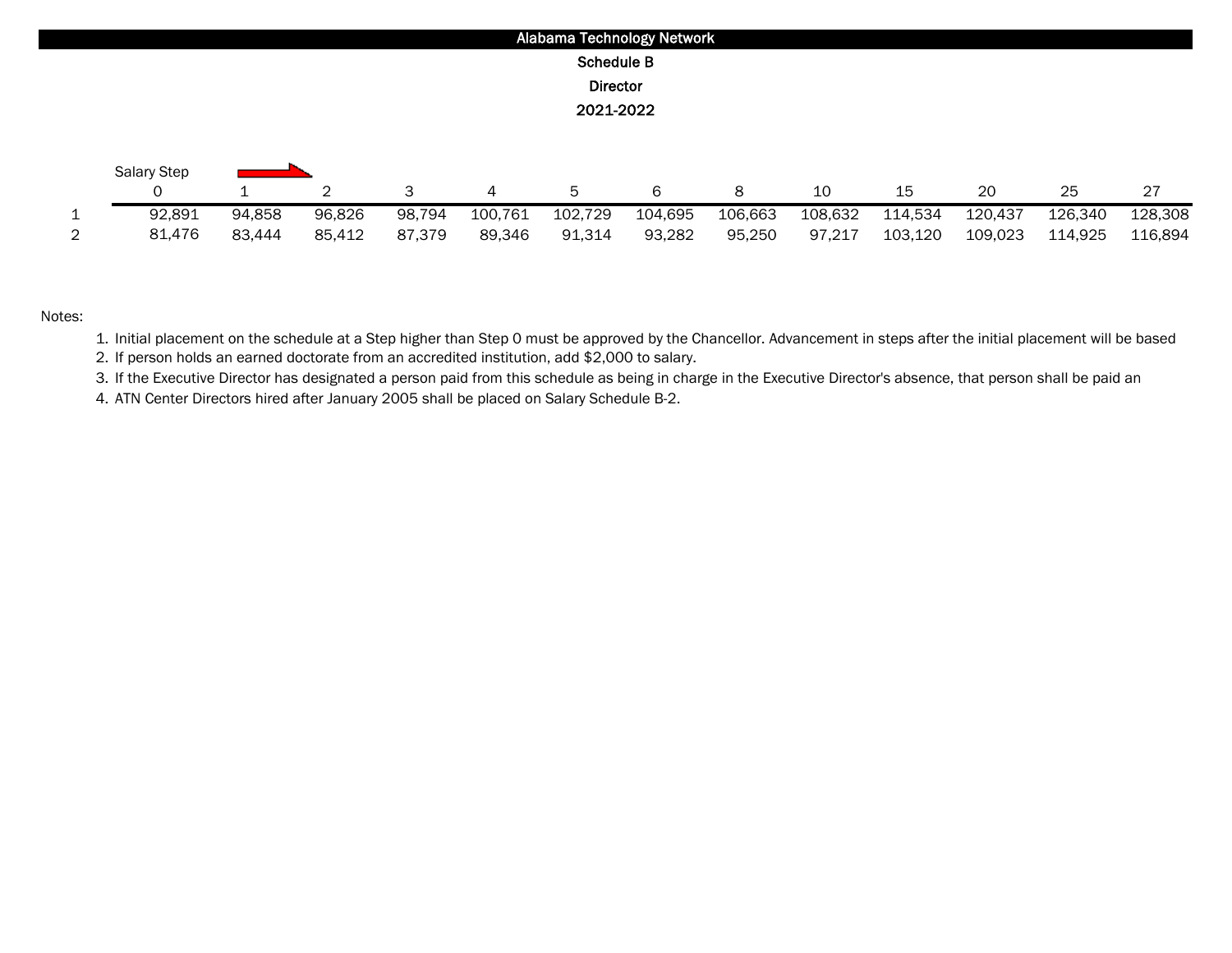**Alabama Technology Network**

**Schedule B**

**Director**

**2021-2022**

| | Salary Step 0 | 1 | 2 | 3 | 4 | 5 | 6 | 8 | 10 | 15 | 20 | 25 | 27 |
|---|---|---|---|---|---|---|---|---|---|---|---|---|---|
| 1 | 92,891 | 94,858 | 96,826 | 98,794 | 100,761 | 102,729 | 104,695 | 106,663 | 108,632 | 114,534 | 120,437 | 126,340 | 128,308 |
| 2 | 81,476 | 83,444 | 85,412 | 87,379 | 89,346 | 91,314 | 93,282 | 95,250 | 97,217 | 103,120 | 109,023 | 114,925 | 116,894 |

Notes:

1. Initial placement on the schedule at a Step higher than Step 0 must be approved by the Chancellor. Advancement in steps after the initial placement will be based
2. If person holds an earned doctorate from an accredited institution, add $2,000 to salary.
3. If the Executive Director has designated a person paid from this schedule as being in charge in the Executive Director's absence, that person shall be paid an
4. ATN Center Directors hired after January 2005 shall be placed on Salary Schedule B-2.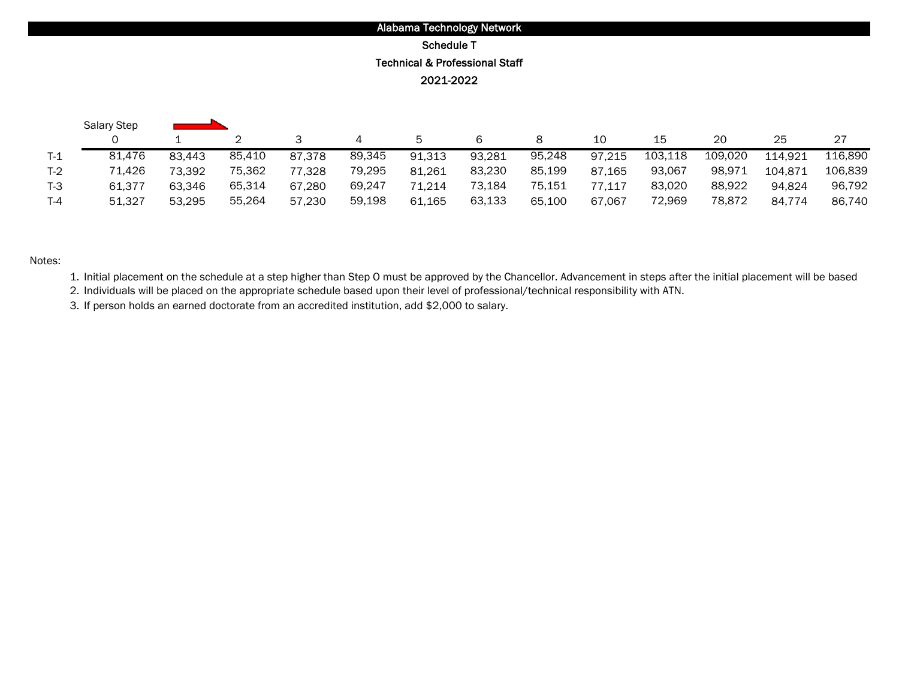# Alabama Technology Network

## Schedule T

## Technical & Professional Staff

## 2021-2022

| Salary Step | 0 | 1 | 2 | 3 | 4 | 5 | 6 | 8 | 10 | 15 | 20 | 25 | 27 |
|---|---|---|---|---|---|---|---|---|---|---|---|---|---|
| T-1 | 81,476 | 83,443 | 85,410 | 87,378 | 89,345 | 91,313 | 93,281 | 95,248 | 97,215 | 103,118 | 109,020 | 114,921 | 116,890 |
| T-2 | 71,426 | 73,392 | 75,362 | 77,328 | 79,295 | 81,261 | 83,230 | 85,199 | 87,165 | 93,067 | 98,971 | 104,871 | 106,839 |
| T-3 | 61,377 | 63,346 | 65,314 | 67,280 | 69,247 | 71,214 | 73,184 | 75,151 | 77,117 | 83,020 | 88,922 | 94,824 | 96,792 |
| T-4 | 51,327 | 53,295 | 55,264 | 57,230 | 59,198 | 61,165 | 63,133 | 65,100 | 67,067 | 72,969 | 78,872 | 84,774 | 86,740 |

Notes:

1. Initial placement on the schedule at a step higher than Step 0 must be approved by the Chancellor. Advancement in steps after the initial placement will be based
2. Individuals will be placed on the appropriate schedule based upon their level of professional/technical responsibility with ATN.
3. If person holds an earned doctorate from an accredited institution, add $2,000 to salary.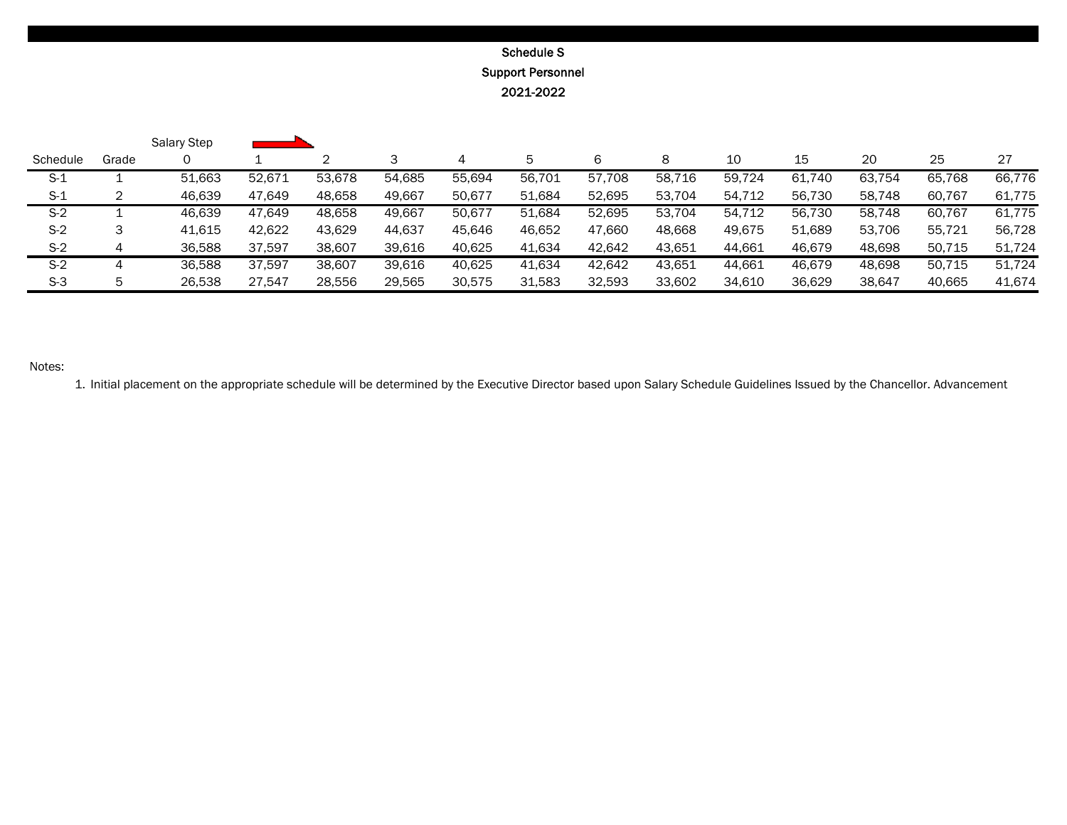**Schedule S**

**Support Personnel**

**2021-2022**

| | | Salary Step | | | | | | | | | | | | |
|---|---|---|---|---|---|---|---|---|---|---|---|---|---|---|
| Schedule | Grade | 0 | 1 | 2 | 3 | 4 | 5 | 6 | 8 | 10 | 15 | 20 | 25 | 27 |
| S-1 | 1 | 51,663 | 52,671 | 53,678 | 54,685 | 55,694 | 56,701 | 57,708 | 58,716 | 59,724 | 61,740 | 63,754 | 65,768 | 66,776 |
| S-1 | 2 | 46,639 | 47,649 | 48,658 | 49,667 | 50,677 | 51,684 | 52,695 | 53,704 | 54,712 | 56,730 | 58,748 | 60,767 | 61,775 |
| S-2 | 1 | 46,639 | 47,649 | 48,658 | 49,667 | 50,677 | 51,684 | 52,695 | 53,704 | 54,712 | 56,730 | 58,748 | 60,767 | 61,775 |
| S-2 | 3 | 41,615 | 42,622 | 43,629 | 44,637 | 45,646 | 46,652 | 47,660 | 48,668 | 49,675 | 51,689 | 53,706 | 55,721 | 56,728 |
| S-2 | 4 | 36,588 | 37,597 | 38,607 | 39,616 | 40,625 | 41,634 | 42,642 | 43,651 | 44,661 | 46,679 | 48,698 | 50,715 | 51,724 |
| S-2 | 4 | 36,588 | 37,597 | 38,607 | 39,616 | 40,625 | 41,634 | 42,642 | 43,651 | 44,661 | 46,679 | 48,698 | 50,715 | 51,724 |
| S-3 | 5 | 26,538 | 27,547 | 28,556 | 29,565 | 30,575 | 31,583 | 32,593 | 33,602 | 34,610 | 36,629 | 38,647 | 40,665 | 41,674 |

Notes:

1. Initial placement on the appropriate schedule will be determined by the Executive Director based upon Salary Schedule Guidelines Issued by the Chancellor. Advancement